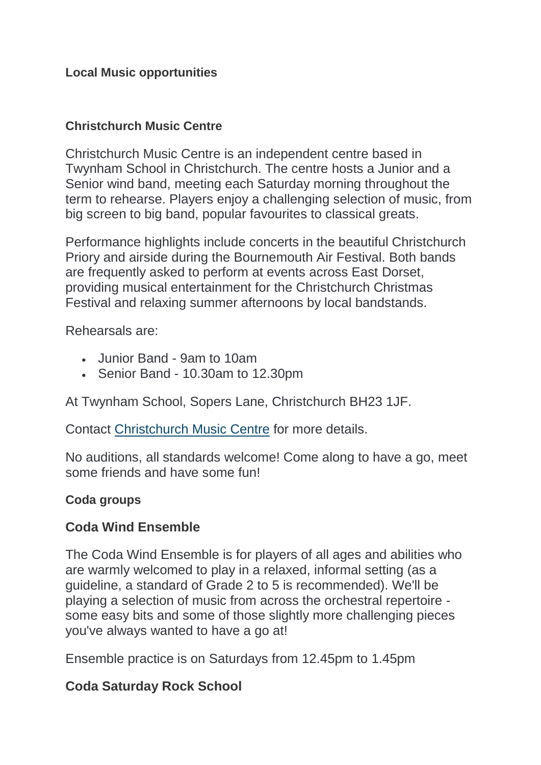**Local Music opportunities**

### Christchurch Music Centre

Christchurch Music Centre is an independent centre based in Twynham School in Christchurch. The centre hosts a Junior and a Senior wind band, meeting each Saturday morning throughout the term to rehearse. Players enjoy a challenging selection of music, from big screen to big band, popular favourites to classical greats.

Performance highlights include concerts in the beautiful Christchurch Priory and airside during the Bournemouth Air Festival. Both bands are frequently asked to perform at events across East Dorset, providing musical entertainment for the Christchurch Christmas Festival and relaxing summer afternoons by local bandstands.

Rehearsals are:

- Junior Band - 9am to 10am
- Senior Band - 10.30am to 12.30pm

At Twynham School, Sopers Lane, Christchurch BH23 1JF.

Contact Christchurch Music Centre for more details.

No auditions, all standards welcome! Come along to have a go, meet some friends and have some fun!

### Coda groups

## Coda Wind Ensemble

The Coda Wind Ensemble is for players of all ages and abilities who are warmly welcomed to play in a relaxed, informal setting (as a guideline, a standard of Grade 2 to 5 is recommended). We'll be playing a selection of music from across the orchestral repertoire - some easy bits and some of those slightly more challenging pieces you've always wanted to have a go at!

Ensemble practice is on Saturdays from 12.45pm to 1.45pm

## Coda Saturday Rock School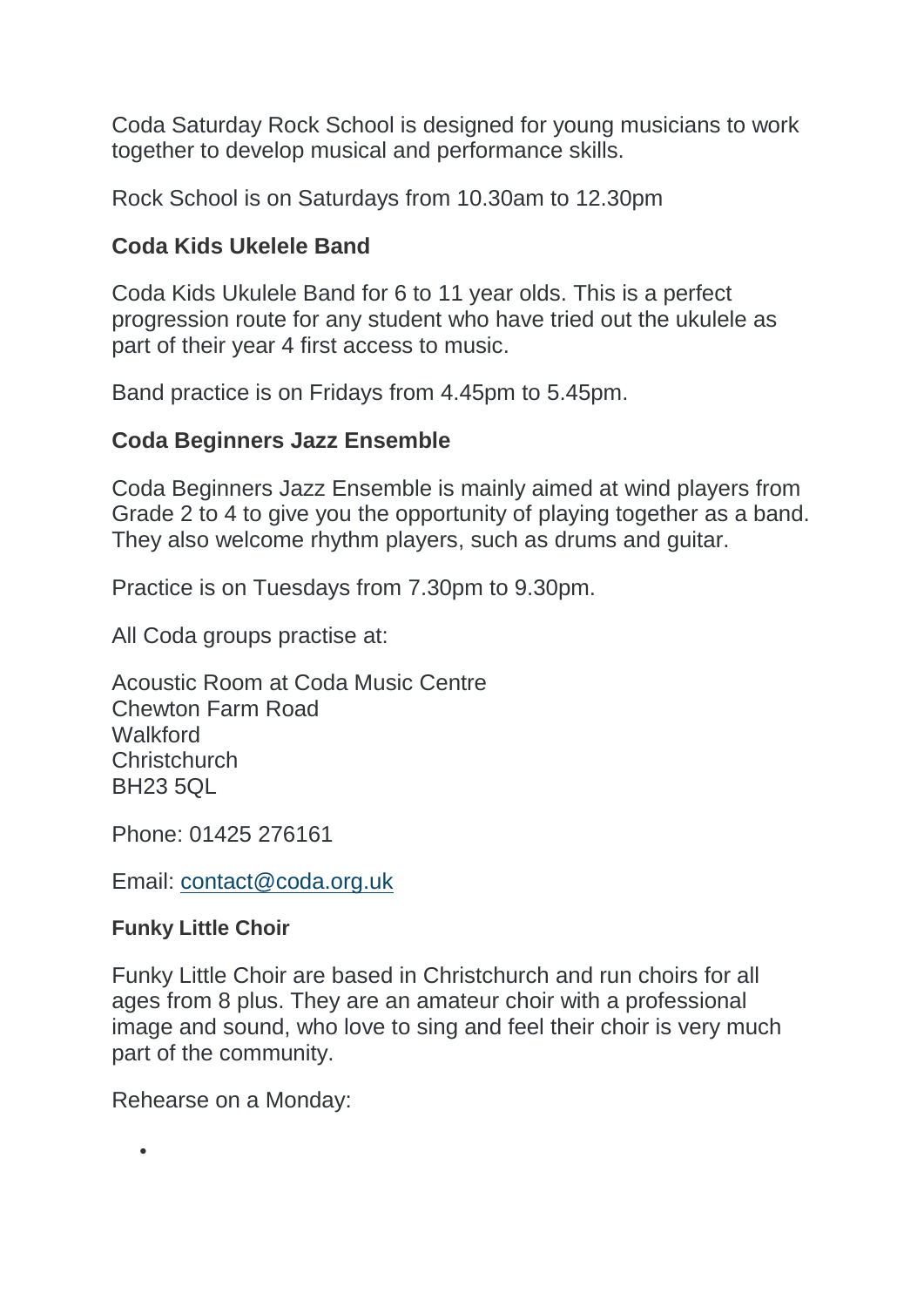Coda Saturday Rock School is designed for young musicians to work together to develop musical and performance skills.

Rock School is on Saturdays from 10.30am to 12.30pm

### Coda Kids Ukelele Band

Coda Kids Ukulele Band for 6 to 11 year olds. This is a perfect progression route for any student who have tried out the ukulele as part of their year 4 first access to music.

Band practice is on Fridays from 4.45pm to 5.45pm.

### Coda Beginners Jazz Ensemble

Coda Beginners Jazz Ensemble is mainly aimed at wind players from Grade 2 to 4 to give you the opportunity of playing together as a band. They also welcome rhythm players, such as drums and guitar.

Practice is on Tuesdays from 7.30pm to 9.30pm.

All Coda groups practise at:

Acoustic Room at Coda Music Centre
Chewton Farm Road
Walkford
Christchurch
BH23 5QL

Phone: 01425 276161

Email: [contact@coda.org.uk](mailto:contact@coda.org.uk)

#### Funky Little Choir

Funky Little Choir are based in Christchurch and run choirs for all ages from 8 plus. They are an amateur choir with a professional image and sound, who love to sing and feel their choir is very much part of the community.

Rehearse on a Monday:

-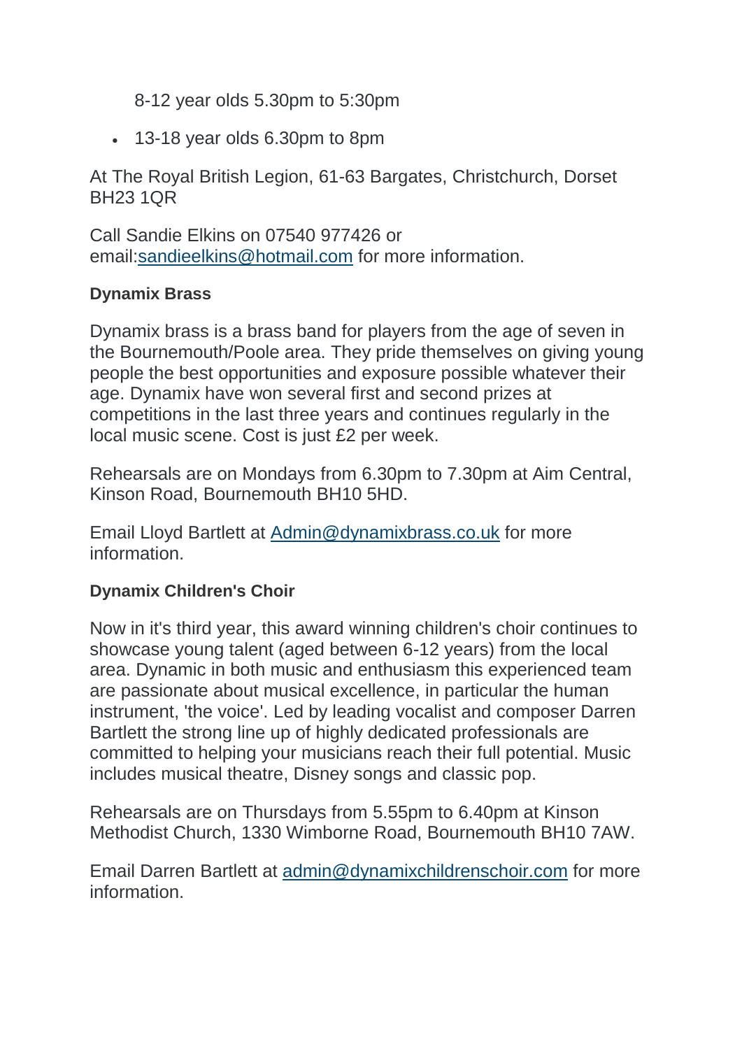8-12 year olds 5.30pm to 5:30pm

- 13-18 year olds 6.30pm to 8pm

At The Royal British Legion, 61-63 Bargates, Christchurch, Dorset BH23 1QR

Call Sandie Elkins on 07540 977426 or email:sandieelkins@hotmail.com for more information.

**Dynamix Brass**

Dynamix brass is a brass band for players from the age of seven in the Bournemouth/Poole area. They pride themselves on giving young people the best opportunities and exposure possible whatever their age. Dynamix have won several first and second prizes at competitions in the last three years and continues regularly in the local music scene. Cost is just £2 per week.

Rehearsals are on Mondays from 6.30pm to 7.30pm at Aim Central, Kinson Road, Bournemouth BH10 5HD.

Email Lloyd Bartlett at Admin@dynamixbrass.co.uk for more information.

**Dynamix Children's Choir**

Now in it's third year, this award winning children's choir continues to showcase young talent (aged between 6-12 years) from the local area. Dynamic in both music and enthusiasm this experienced team are passionate about musical excellence, in particular the human instrument, 'the voice'. Led by leading vocalist and composer Darren Bartlett the strong line up of highly dedicated professionals are committed to helping your musicians reach their full potential. Music includes musical theatre, Disney songs and classic pop.

Rehearsals are on Thursdays from 5.55pm to 6.40pm at Kinson Methodist Church, 1330 Wimborne Road, Bournemouth BH10 7AW.

Email Darren Bartlett at admin@dynamixchildrenschoir.com for more information.